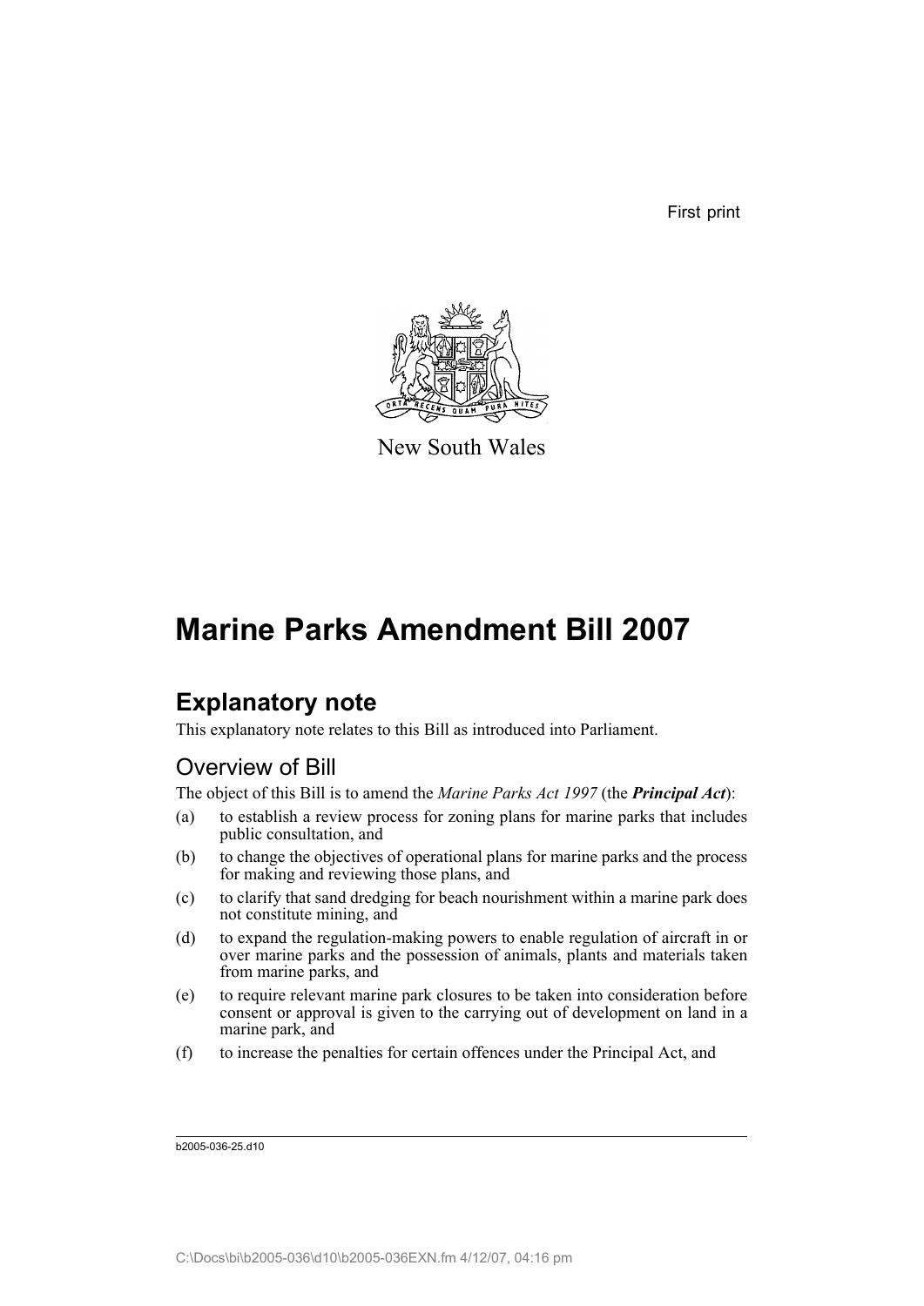First print

New South Wales

# Marine Parks Amendment Bill 2007

## Explanatory note

This explanatory note relates to this Bill as introduced into Parliament.

### Overview of Bill

The object of this Bill is to amend the *Marine Parks Act 1997* (the ***Principal Act***):

(a) to establish a review process for zoning plans for marine parks that includes public consultation, and

(b) to change the objectives of operational plans for marine parks and the process for making and reviewing those plans, and

(c) to clarify that sand dredging for beach nourishment within a marine park does not constitute mining, and

(d) to expand the regulation-making powers to enable regulation of aircraft in or over marine parks and the possession of animals, plants and materials taken from marine parks, and

(e) to require relevant marine park closures to be taken into consideration before consent or approval is given to the carrying out of development on land in a marine park, and

(f) to increase the penalties for certain offences under the Principal Act, and

b2005-036-25.d10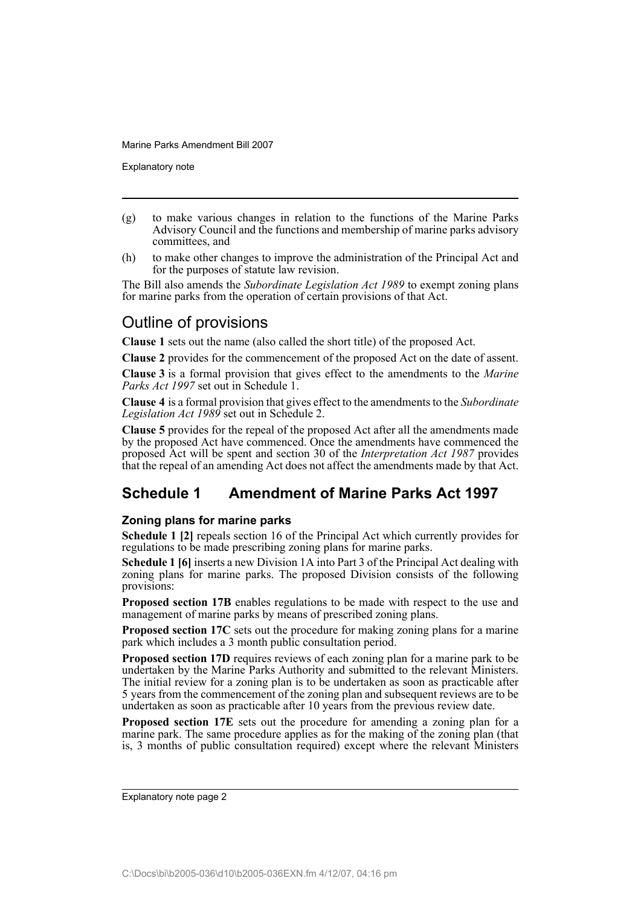- (g) to make various changes in relation to the functions of the Marine Parks Advisory Council and the functions and membership of marine parks advisory committees, and
- (h) to make other changes to improve the administration of the Principal Act and for the purposes of statute law revision.

The Bill also amends the *Subordinate Legislation Act 1989* to exempt zoning plans for marine parks from the operation of certain provisions of that Act.

## Outline of provisions

**Clause 1** sets out the name (also called the short title) of the proposed Act.

**Clause 2** provides for the commencement of the proposed Act on the date of assent.

**Clause 3** is a formal provision that gives effect to the amendments to the *Marine Parks Act 1997* set out in Schedule 1.

**Clause 4** is a formal provision that gives effect to the amendments to the *Subordinate Legislation Act 1989* set out in Schedule 2.

**Clause 5** provides for the repeal of the proposed Act after all the amendments made by the proposed Act have commenced. Once the amendments have commenced the proposed Act will be spent and section 30 of the *Interpretation Act 1987* provides that the repeal of an amending Act does not affect the amendments made by that Act.

## Schedule 1 Amendment of Marine Parks Act 1997

### Zoning plans for marine parks

**Schedule 1 [2]** repeals section 16 of the Principal Act which currently provides for regulations to be made prescribing zoning plans for marine parks.

**Schedule 1 [6]** inserts a new Division 1A into Part 3 of the Principal Act dealing with zoning plans for marine parks. The proposed Division consists of the following provisions:

**Proposed section 17B** enables regulations to be made with respect to the use and management of marine parks by means of prescribed zoning plans.

**Proposed section 17C** sets out the procedure for making zoning plans for a marine park which includes a 3 month public consultation period.

**Proposed section 17D** requires reviews of each zoning plan for a marine park to be undertaken by the Marine Parks Authority and submitted to the relevant Ministers. The initial review for a zoning plan is to be undertaken as soon as practicable after 5 years from the commencement of the zoning plan and subsequent reviews are to be undertaken as soon as practicable after 10 years from the previous review date.

**Proposed section 17E** sets out the procedure for amending a zoning plan for a marine park. The same procedure applies as for the making of the zoning plan (that is, 3 months of public consultation required) except where the relevant Ministers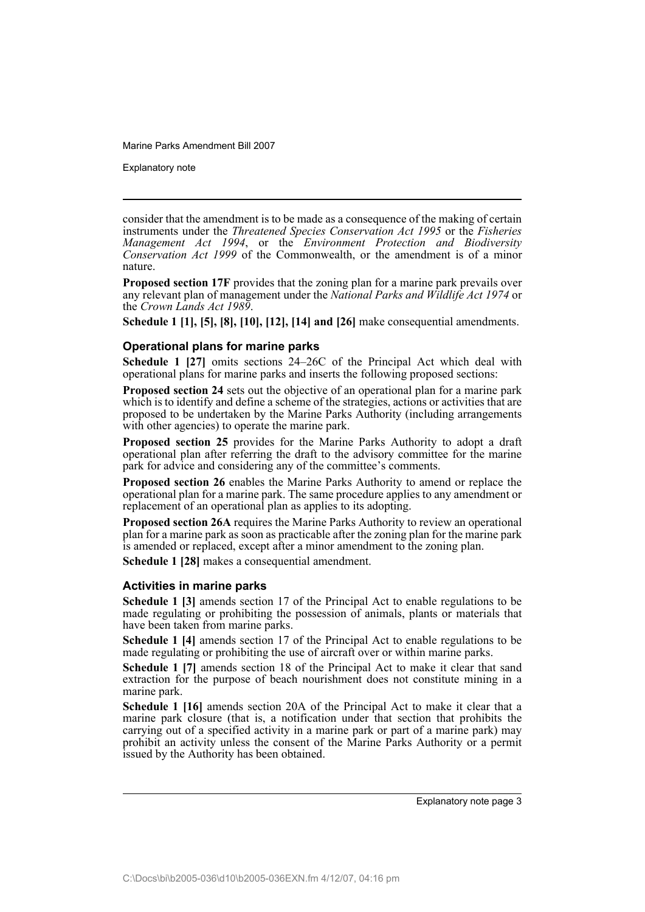consider that the amendment is to be made as a consequence of the making of certain instruments under the *Threatened Species Conservation Act 1995* or the *Fisheries Management Act 1994*, or the *Environment Protection and Biodiversity Conservation Act 1999* of the Commonwealth, or the amendment is of a minor nature.

**Proposed section 17F** provides that the zoning plan for a marine park prevails over any relevant plan of management under the *National Parks and Wildlife Act 1974* or the *Crown Lands Act 1989*.

**Schedule 1 [1], [5], [8], [10], [12], [14] and [26]** make consequential amendments.

### Operational plans for marine parks

**Schedule 1 [27]** omits sections 24–26C of the Principal Act which deal with operational plans for marine parks and inserts the following proposed sections:

**Proposed section 24** sets out the objective of an operational plan for a marine park which is to identify and define a scheme of the strategies, actions or activities that are proposed to be undertaken by the Marine Parks Authority (including arrangements with other agencies) to operate the marine park.

**Proposed section 25** provides for the Marine Parks Authority to adopt a draft operational plan after referring the draft to the advisory committee for the marine park for advice and considering any of the committee's comments.

**Proposed section 26** enables the Marine Parks Authority to amend or replace the operational plan for a marine park. The same procedure applies to any amendment or replacement of an operational plan as applies to its adopting.

**Proposed section 26A** requires the Marine Parks Authority to review an operational plan for a marine park as soon as practicable after the zoning plan for the marine park is amended or replaced, except after a minor amendment to the zoning plan.

**Schedule 1 [28]** makes a consequential amendment.

### Activities in marine parks

**Schedule 1 [3]** amends section 17 of the Principal Act to enable regulations to be made regulating or prohibiting the possession of animals, plants or materials that have been taken from marine parks.

**Schedule 1 [4]** amends section 17 of the Principal Act to enable regulations to be made regulating or prohibiting the use of aircraft over or within marine parks.

**Schedule 1 [7]** amends section 18 of the Principal Act to make it clear that sand extraction for the purpose of beach nourishment does not constitute mining in a marine park.

**Schedule 1 [16]** amends section 20A of the Principal Act to make it clear that a marine park closure (that is, a notification under that section that prohibits the carrying out of a specified activity in a marine park or part of a marine park) may prohibit an activity unless the consent of the Marine Parks Authority or a permit issued by the Authority has been obtained.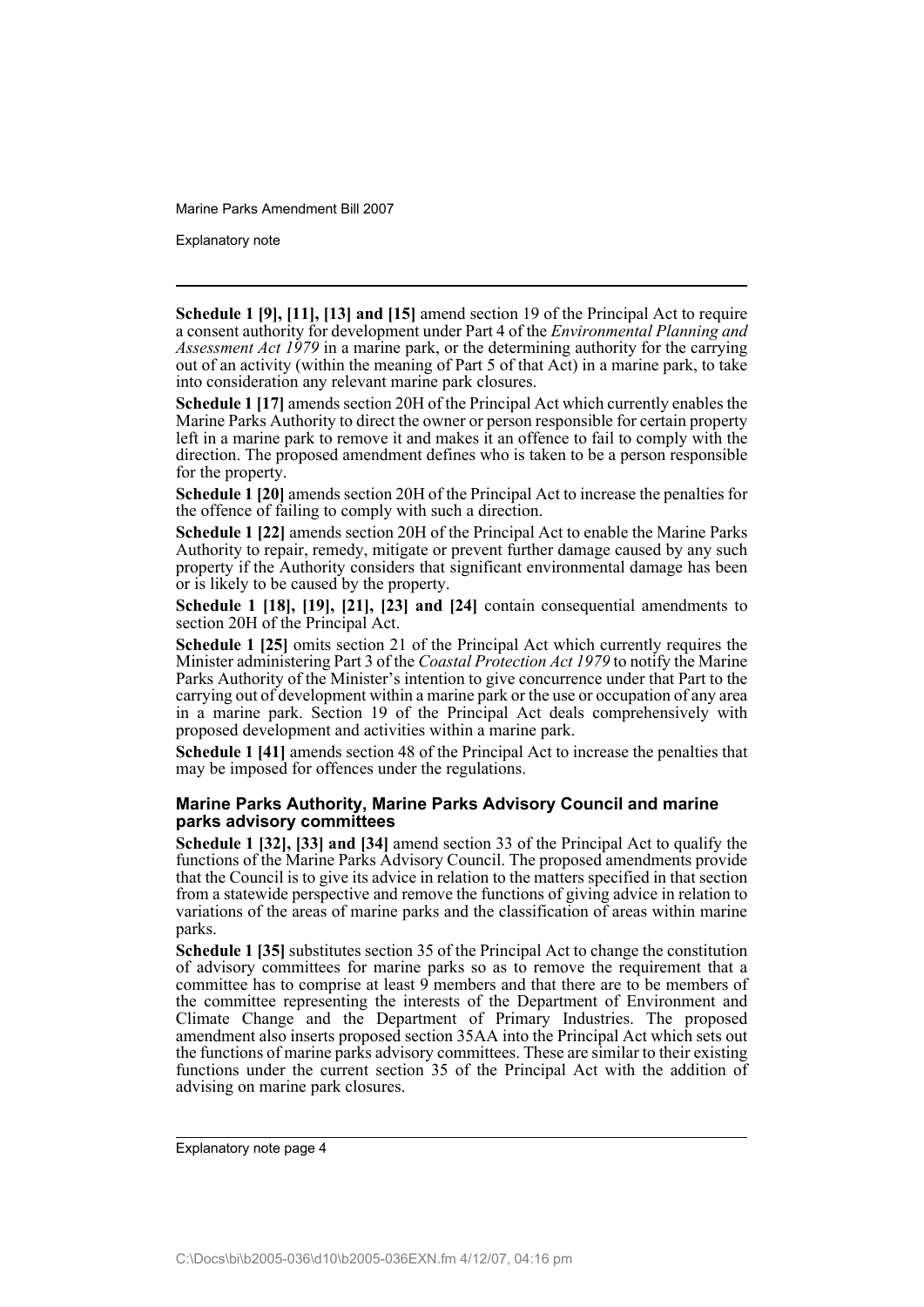**Schedule 1 [9], [11], [13] and [15]** amend section 19 of the Principal Act to require a consent authority for development under Part 4 of the *Environmental Planning and Assessment Act 1979* in a marine park, or the determining authority for the carrying out of an activity (within the meaning of Part 5 of that Act) in a marine park, to take into consideration any relevant marine park closures.

**Schedule 1 [17]** amends section 20H of the Principal Act which currently enables the Marine Parks Authority to direct the owner or person responsible for certain property left in a marine park to remove it and makes it an offence to fail to comply with the direction. The proposed amendment defines who is taken to be a person responsible for the property.

**Schedule 1 [20]** amends section 20H of the Principal Act to increase the penalties for the offence of failing to comply with such a direction.

**Schedule 1 [22]** amends section 20H of the Principal Act to enable the Marine Parks Authority to repair, remedy, mitigate or prevent further damage caused by any such property if the Authority considers that significant environmental damage has been or is likely to be caused by the property.

**Schedule 1 [18], [19], [21], [23] and [24]** contain consequential amendments to section 20H of the Principal Act.

**Schedule 1 [25]** omits section 21 of the Principal Act which currently requires the Minister administering Part 3 of the *Coastal Protection Act 1979* to notify the Marine Parks Authority of the Minister's intention to give concurrence under that Part to the carrying out of development within a marine park or the use or occupation of any area in a marine park. Section 19 of the Principal Act deals comprehensively with proposed development and activities within a marine park.

**Schedule 1 [41]** amends section 48 of the Principal Act to increase the penalties that may be imposed for offences under the regulations.

### Marine Parks Authority, Marine Parks Advisory Council and marine parks advisory committees

**Schedule 1 [32], [33] and [34]** amend section 33 of the Principal Act to qualify the functions of the Marine Parks Advisory Council. The proposed amendments provide that the Council is to give its advice in relation to the matters specified in that section from a statewide perspective and remove the functions of giving advice in relation to variations of the areas of marine parks and the classification of areas within marine parks.

**Schedule 1 [35]** substitutes section 35 of the Principal Act to change the constitution of advisory committees for marine parks so as to remove the requirement that a committee has to comprise at least 9 members and that there are to be members of the committee representing the interests of the Department of Environment and Climate Change and the Department of Primary Industries. The proposed amendment also inserts proposed section 35AA into the Principal Act which sets out the functions of marine parks advisory committees. These are similar to their existing functions under the current section 35 of the Principal Act with the addition of advising on marine park closures.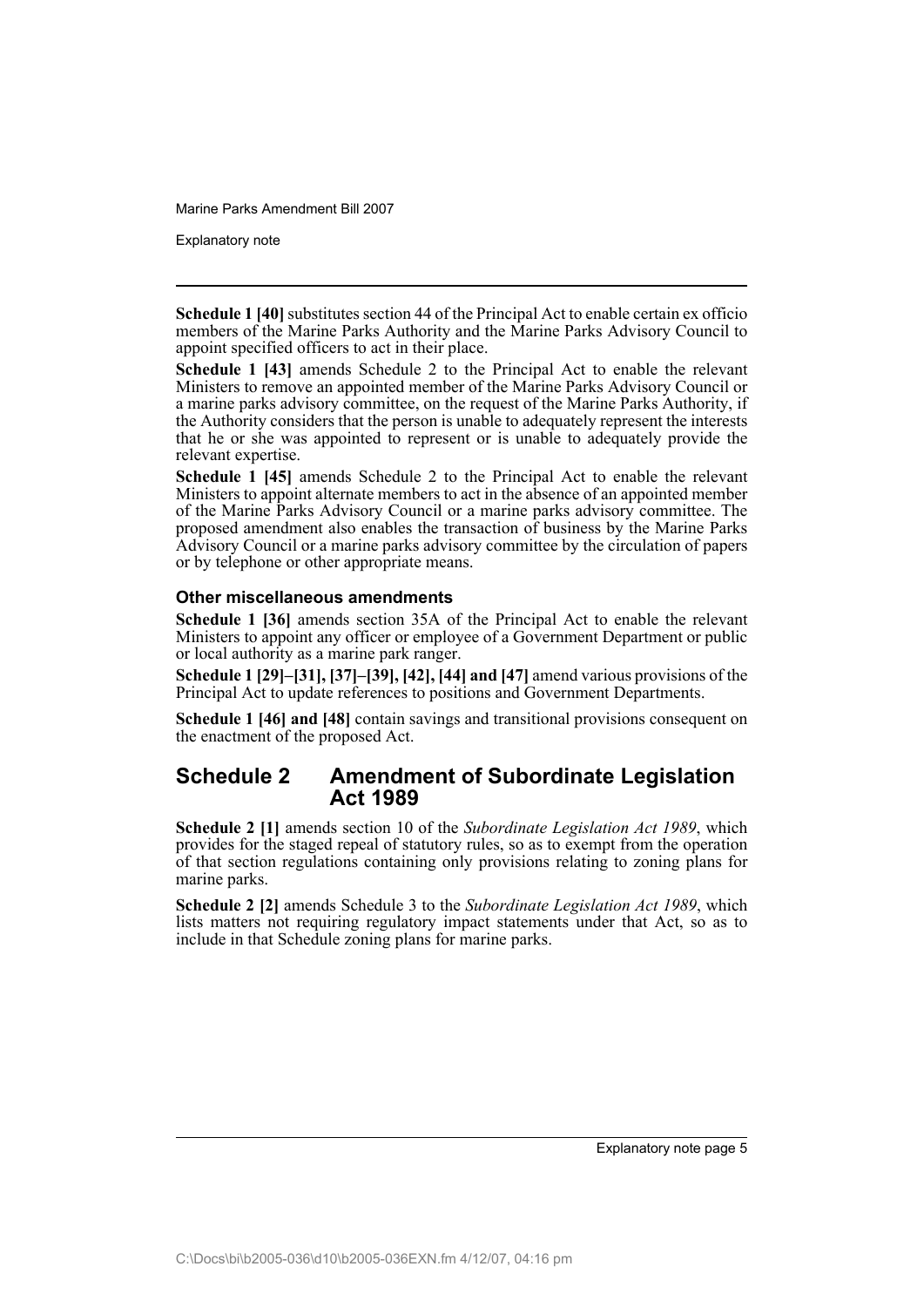**Schedule 1 [40]** substitutes section 44 of the Principal Act to enable certain ex officio members of the Marine Parks Authority and the Marine Parks Advisory Council to appoint specified officers to act in their place.

**Schedule 1 [43]** amends Schedule 2 to the Principal Act to enable the relevant Ministers to remove an appointed member of the Marine Parks Advisory Council or a marine parks advisory committee, on the request of the Marine Parks Authority, if the Authority considers that the person is unable to adequately represent the interests that he or she was appointed to represent or is unable to adequately provide the relevant expertise.

**Schedule 1 [45]** amends Schedule 2 to the Principal Act to enable the relevant Ministers to appoint alternate members to act in the absence of an appointed member of the Marine Parks Advisory Council or a marine parks advisory committee. The proposed amendment also enables the transaction of business by the Marine Parks Advisory Council or a marine parks advisory committee by the circulation of papers or by telephone or other appropriate means.

### Other miscellaneous amendments

**Schedule 1 [36]** amends section 35A of the Principal Act to enable the relevant Ministers to appoint any officer or employee of a Government Department or public or local authority as a marine park ranger.

**Schedule 1 [29]–[31], [37]–[39], [42], [44] and [47]** amend various provisions of the Principal Act to update references to positions and Government Departments.

**Schedule 1 [46] and [48]** contain savings and transitional provisions consequent on the enactment of the proposed Act.

## Schedule 2 Amendment of Subordinate Legislation Act 1989

**Schedule 2 [1]** amends section 10 of the *Subordinate Legislation Act 1989*, which provides for the staged repeal of statutory rules, so as to exempt from the operation of that section regulations containing only provisions relating to zoning plans for marine parks.

**Schedule 2 [2]** amends Schedule 3 to the *Subordinate Legislation Act 1989*, which lists matters not requiring regulatory impact statements under that Act, so as to include in that Schedule zoning plans for marine parks.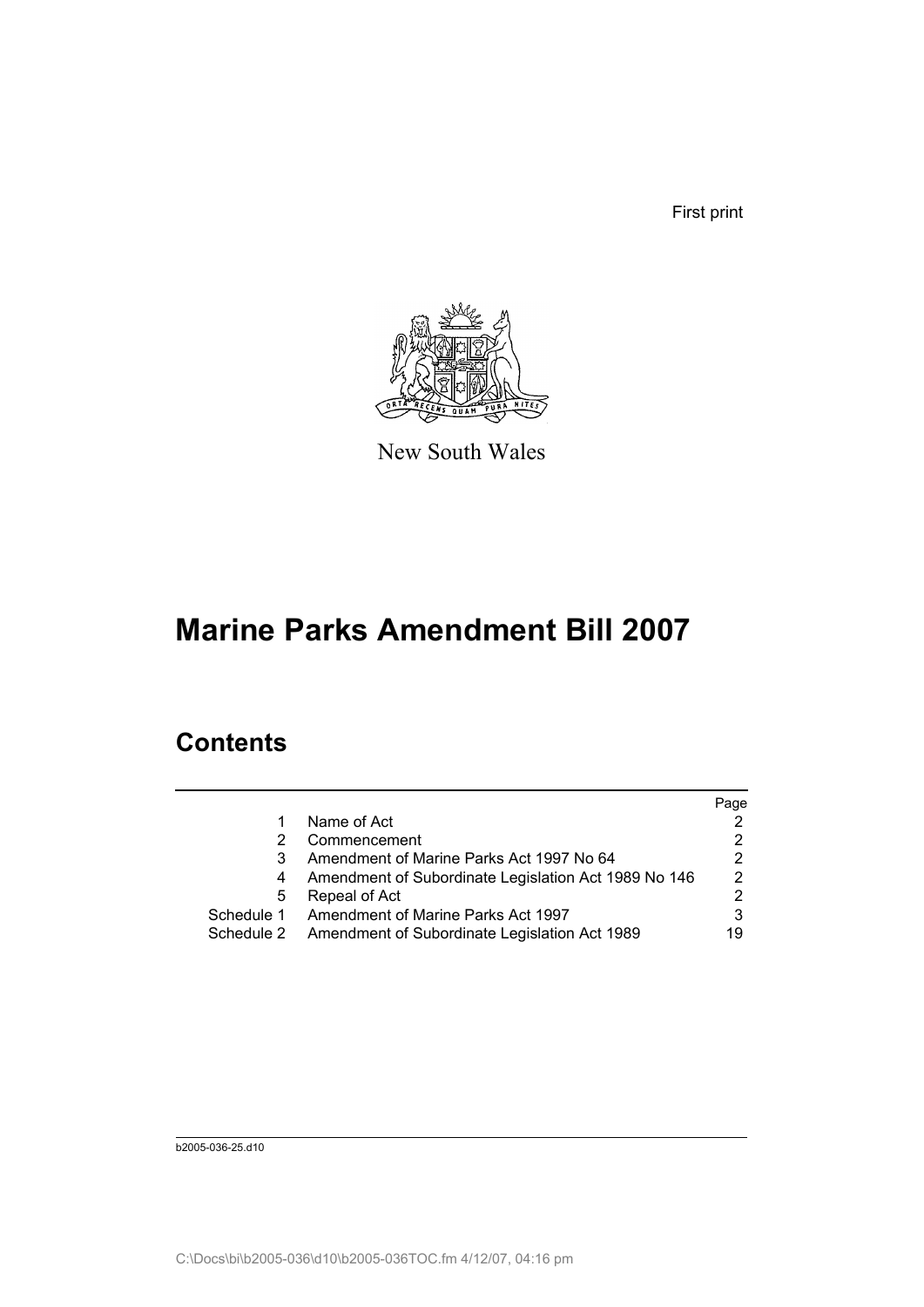First print

New South Wales

# Marine Parks Amendment Bill 2007

## Contents

| | | Page |
|---|---|---|
| 1 | Name of Act | 2 |
| 2 | Commencement | 2 |
| 3 | Amendment of Marine Parks Act 1997 No 64 | 2 |
| 4 | Amendment of Subordinate Legislation Act 1989 No 146 | 2 |
| 5 | Repeal of Act | 2 |
| Schedule 1 | Amendment of Marine Parks Act 1997 | 3 |
| Schedule 2 | Amendment of Subordinate Legislation Act 1989 | 19 |

b2005-036-25.d10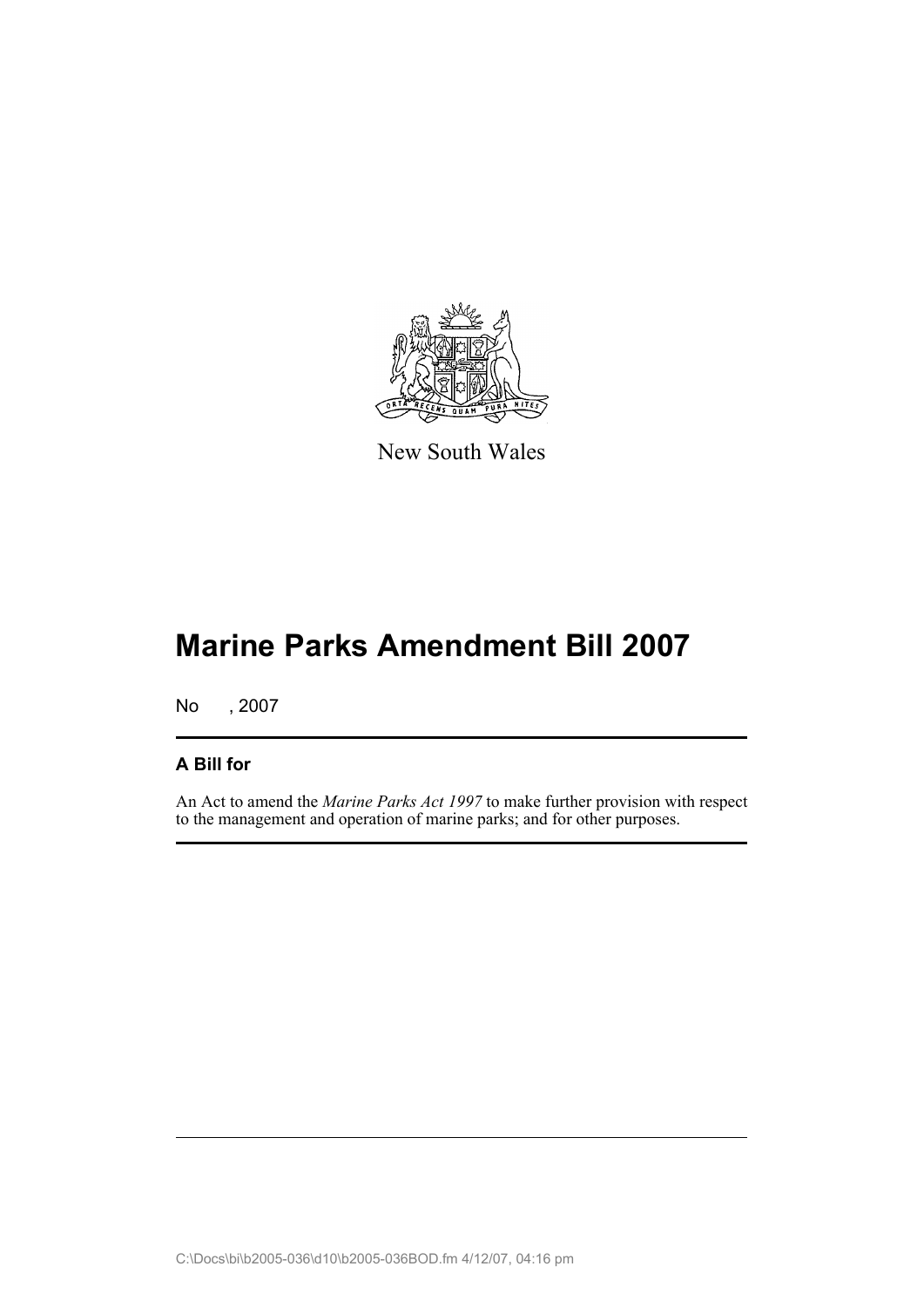New South Wales

# Marine Parks Amendment Bill 2007

No , 2007

## A Bill for

An Act to amend the *Marine Parks Act 1997* to make further provision with respect to the management and operation of marine parks; and for other purposes.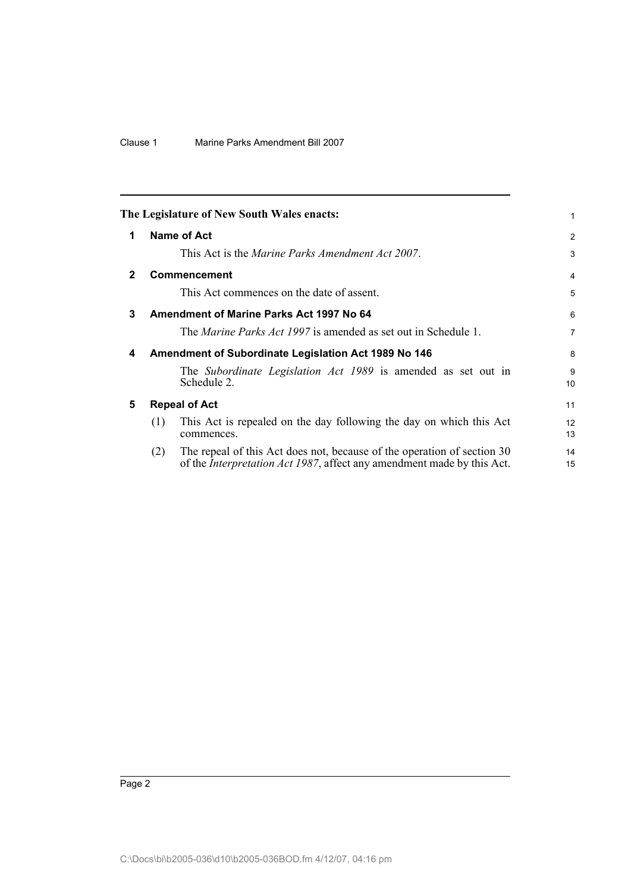The Legislature of New South Wales enacts:

## 1 Name of Act

This Act is the *Marine Parks Amendment Act 2007*.

## 2 Commencement

This Act commences on the date of assent.

## 3 Amendment of Marine Parks Act 1997 No 64

The *Marine Parks Act 1997* is amended as set out in Schedule 1.

## 4 Amendment of Subordinate Legislation Act 1989 No 146

The *Subordinate Legislation Act 1989* is amended as set out in Schedule 2.

## 5 Repeal of Act

(1) This Act is repealed on the day following the day on which this Act commences.

(2) The repeal of this Act does not, because of the operation of section 30 of the *Interpretation Act 1987*, affect any amendment made by this Act.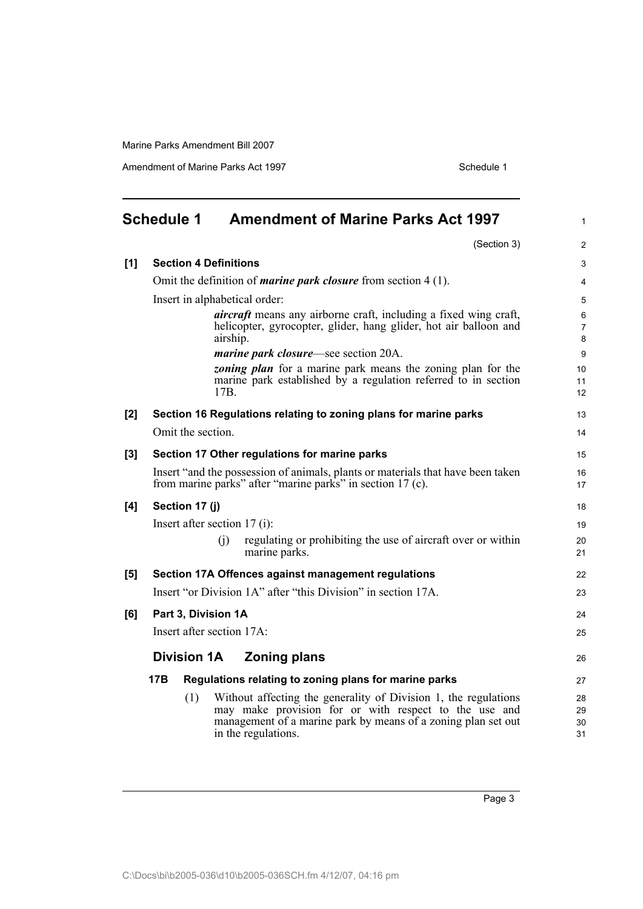# Schedule 1 Amendment of Marine Parks Act 1997

(Section 3)

**[1] Section 4 Definitions**

Omit the definition of ***marine park closure*** from section 4 (1).

Insert in alphabetical order:

> ***aircraft*** means any airborne craft, including a fixed wing craft, helicopter, gyrocopter, glider, hang glider, hot air balloon and airship.
>
> ***marine park closure***—see section 20A.
>
> ***zoning plan*** for a marine park means the zoning plan for the marine park established by a regulation referred to in section 17B.

**[2] Section 16 Regulations relating to zoning plans for marine parks**

Omit the section.

**[3] Section 17 Other regulations for marine parks**

Insert "and the possession of animals, plants or materials that have been taken from marine parks" after "marine parks" in section 17 (c).

**[4] Section 17 (j)**

Insert after section 17 (i):

> (j) regulating or prohibiting the use of aircraft over or within marine parks.

**[5] Section 17A Offences against management regulations**

Insert "or Division 1A" after "this Division" in section 17A.

**[6] Part 3, Division 1A**

Insert after section 17A:

## Division 1A Zoning plans

### 17B Regulations relating to zoning plans for marine parks

(1) Without affecting the generality of Division 1, the regulations may make provision for or with respect to the use and management of a marine park by means of a zoning plan set out in the regulations.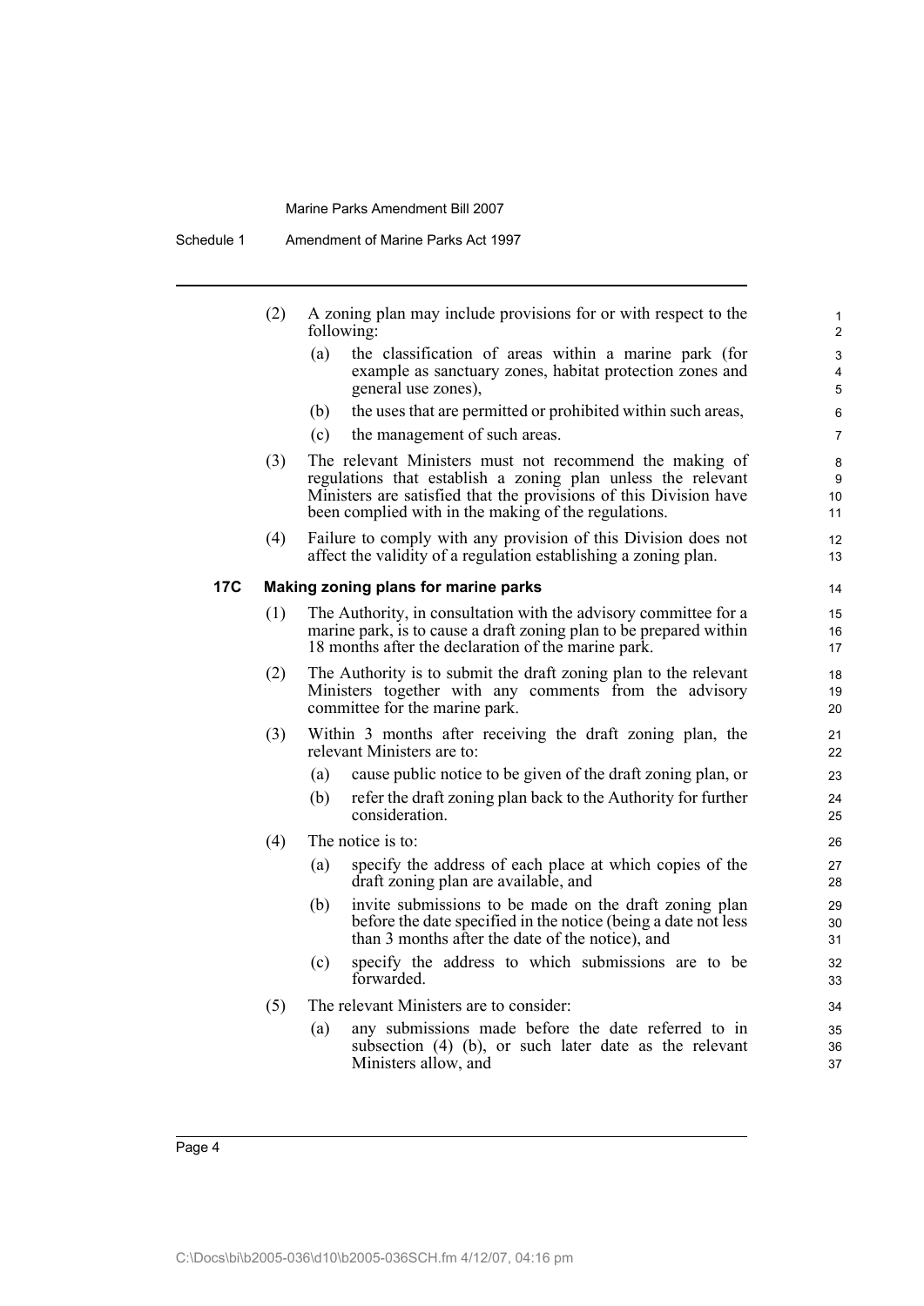(2) A zoning plan may include provisions for or with respect to the following:

(a) the classification of areas within a marine park (for example as sanctuary zones, habitat protection zones and general use zones),

(b) the uses that are permitted or prohibited within such areas,

(c) the management of such areas.

(3) The relevant Ministers must not recommend the making of regulations that establish a zoning plan unless the relevant Ministers are satisfied that the provisions of this Division have been complied with in the making of the regulations.

(4) Failure to comply with any provision of this Division does not affect the validity of a regulation establishing a zoning plan.

**17C Making zoning plans for marine parks**

(1) The Authority, in consultation with the advisory committee for a marine park, is to cause a draft zoning plan to be prepared within 18 months after the declaration of the marine park.

(2) The Authority is to submit the draft zoning plan to the relevant Ministers together with any comments from the advisory committee for the marine park.

(3) Within 3 months after receiving the draft zoning plan, the relevant Ministers are to:

(a) cause public notice to be given of the draft zoning plan, or

(b) refer the draft zoning plan back to the Authority for further consideration.

(4) The notice is to:

(a) specify the address of each place at which copies of the draft zoning plan are available, and

(b) invite submissions to be made on the draft zoning plan before the date specified in the notice (being a date not less than 3 months after the date of the notice), and

(c) specify the address to which submissions are to be forwarded.

(5) The relevant Ministers are to consider:

(a) any submissions made before the date referred to in subsection (4) (b), or such later date as the relevant Ministers allow, and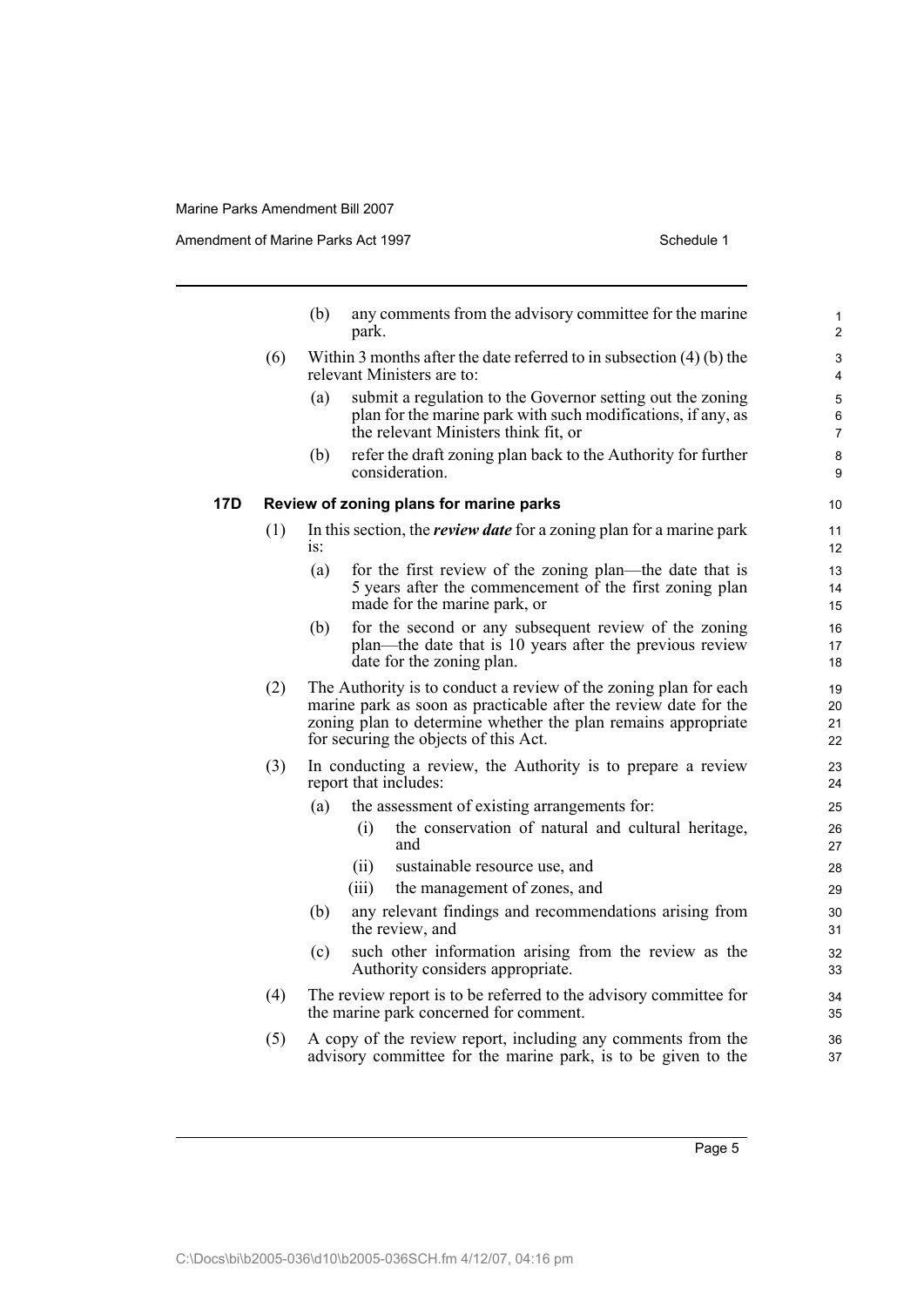(b) any comments from the advisory committee for the marine park.

(6) Within 3 months after the date referred to in subsection (4) (b) the relevant Ministers are to:

(a) submit a regulation to the Governor setting out the zoning plan for the marine park with such modifications, if any, as the relevant Ministers think fit, or

(b) refer the draft zoning plan back to the Authority for further consideration.

### 17D Review of zoning plans for marine parks

(1) In this section, the ***review date*** for a zoning plan for a marine park is:

(a) for the first review of the zoning plan—the date that is 5 years after the commencement of the first zoning plan made for the marine park, or

(b) for the second or any subsequent review of the zoning plan—the date that is 10 years after the previous review date for the zoning plan.

(2) The Authority is to conduct a review of the zoning plan for each marine park as soon as practicable after the review date for the zoning plan to determine whether the plan remains appropriate for securing the objects of this Act.

(3) In conducting a review, the Authority is to prepare a review report that includes:

(a) the assessment of existing arrangements for:

(i) the conservation of natural and cultural heritage, and

(ii) sustainable resource use, and

(iii) the management of zones, and

(b) any relevant findings and recommendations arising from the review, and

(c) such other information arising from the review as the Authority considers appropriate.

(4) The review report is to be referred to the advisory committee for the marine park concerned for comment.

(5) A copy of the review report, including any comments from the advisory committee for the marine park, is to be given to the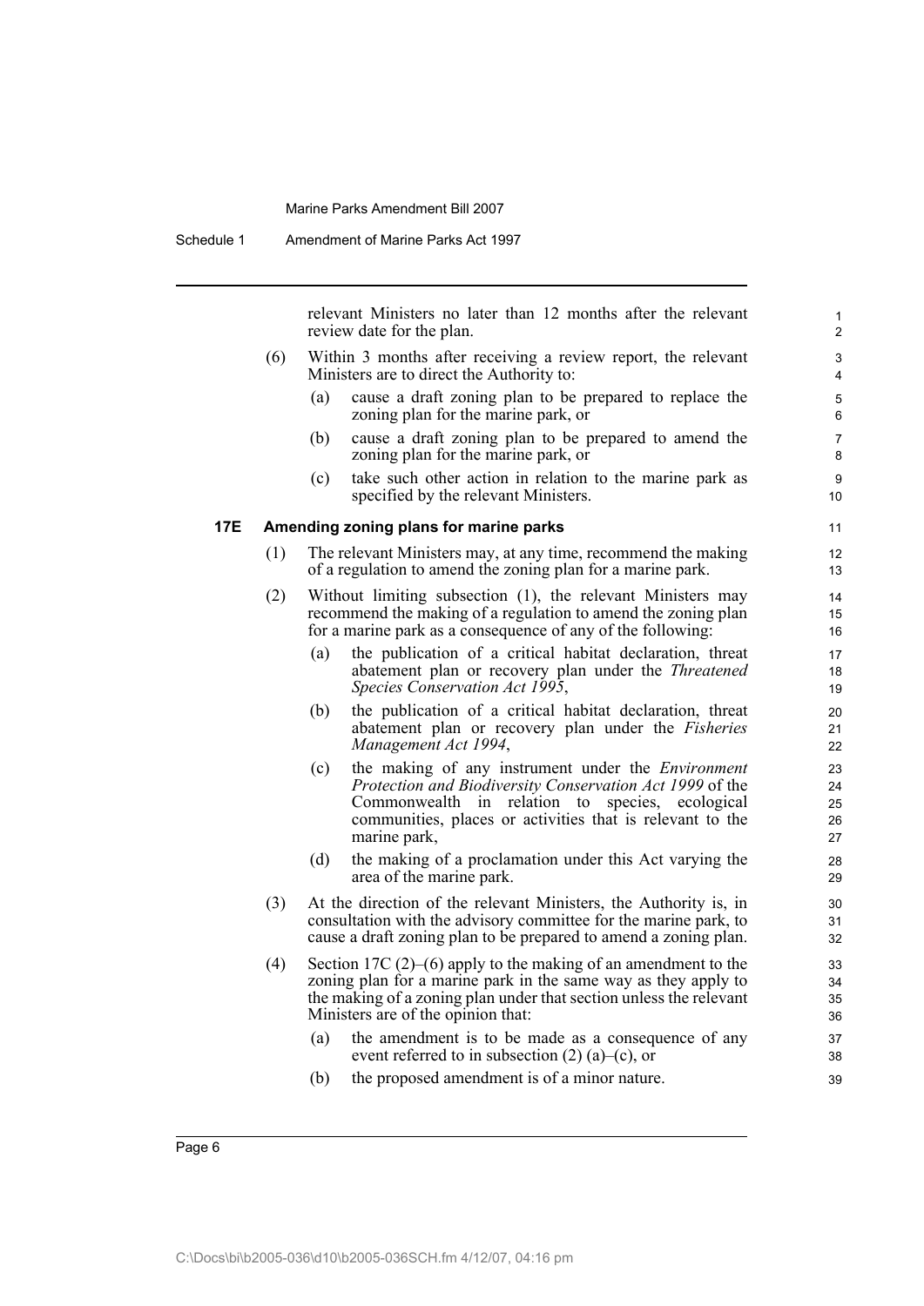relevant Ministers no later than 12 months after the relevant review date for the plan.

(6) Within 3 months after receiving a review report, the relevant Ministers are to direct the Authority to:

(a) cause a draft zoning plan to be prepared to replace the zoning plan for the marine park, or

(b) cause a draft zoning plan to be prepared to amend the zoning plan for the marine park, or

(c) take such other action in relation to the marine park as specified by the relevant Ministers.

### 17E Amending zoning plans for marine parks

(1) The relevant Ministers may, at any time, recommend the making of a regulation to amend the zoning plan for a marine park.

(2) Without limiting subsection (1), the relevant Ministers may recommend the making of a regulation to amend the zoning plan for a marine park as a consequence of any of the following:

(a) the publication of a critical habitat declaration, threat abatement plan or recovery plan under the *Threatened Species Conservation Act 1995*,

(b) the publication of a critical habitat declaration, threat abatement plan or recovery plan under the *Fisheries Management Act 1994*,

(c) the making of any instrument under the *Environment Protection and Biodiversity Conservation Act 1999* of the Commonwealth in relation to species, ecological communities, places or activities that is relevant to the marine park,

(d) the making of a proclamation under this Act varying the area of the marine park.

(3) At the direction of the relevant Ministers, the Authority is, in consultation with the advisory committee for the marine park, to cause a draft zoning plan to be prepared to amend a zoning plan.

(4) Section 17C (2)–(6) apply to the making of an amendment to the zoning plan for a marine park in the same way as they apply to the making of a zoning plan under that section unless the relevant Ministers are of the opinion that:

(a) the amendment is to be made as a consequence of any event referred to in subsection (2) (a)–(c), or

(b) the proposed amendment is of a minor nature.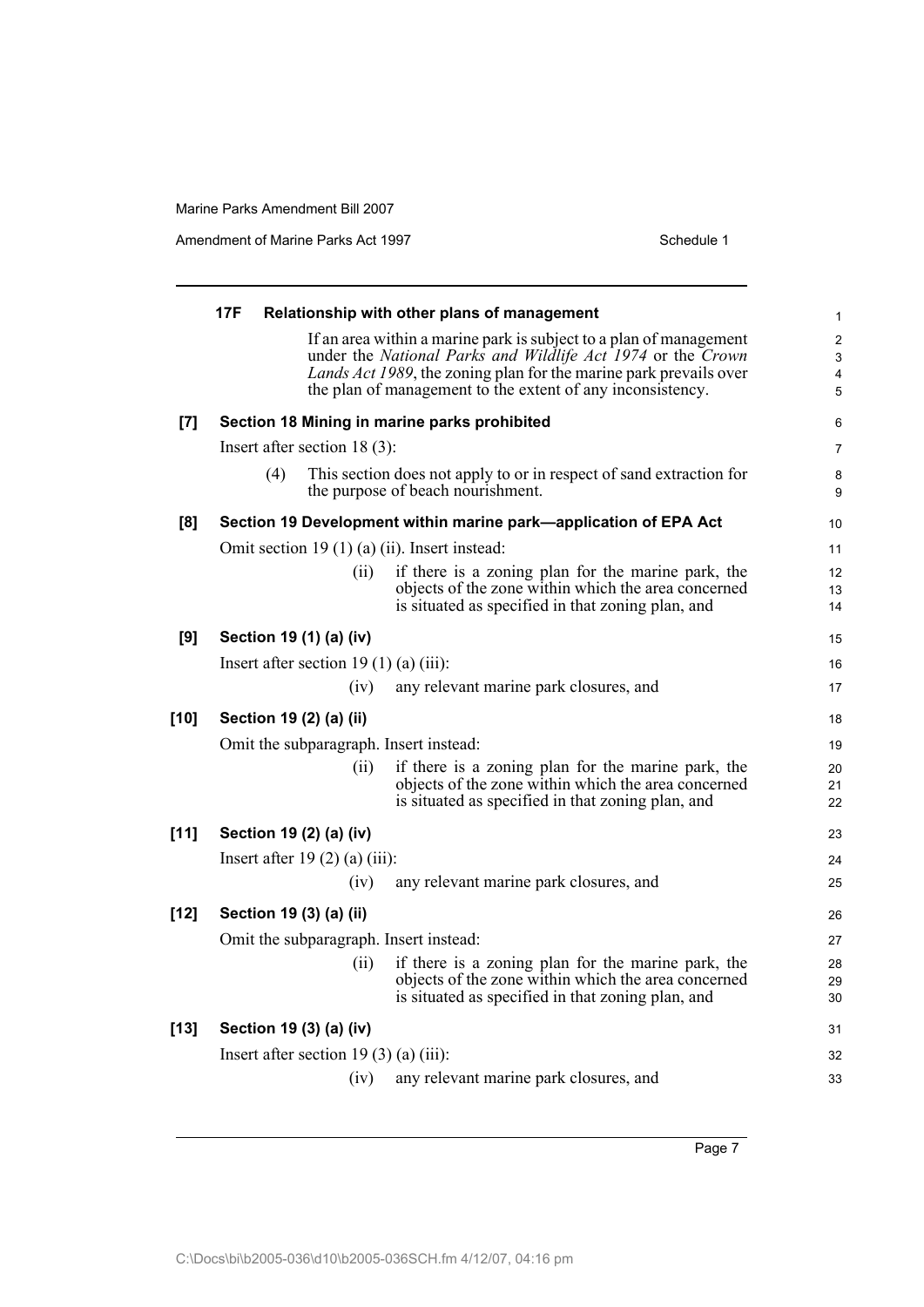**17F Relationship with other plans of management**

If an area within a marine park is subject to a plan of management under the *National Parks and Wildlife Act 1974* or the *Crown Lands Act 1989*, the zoning plan for the marine park prevails over the plan of management to the extent of any inconsistency.

**[7] Section 18 Mining in marine parks prohibited**

Insert after section 18 (3):

(4) This section does not apply to or in respect of sand extraction for the purpose of beach nourishment.

**[8] Section 19 Development within marine park—application of EPA Act**

Omit section 19 (1) (a) (ii). Insert instead:

(ii) if there is a zoning plan for the marine park, the objects of the zone within which the area concerned is situated as specified in that zoning plan, and

**[9] Section 19 (1) (a) (iv)**

Insert after section 19 (1) (a) (iii):

(iv) any relevant marine park closures, and

**[10] Section 19 (2) (a) (ii)**

Omit the subparagraph. Insert instead:

(ii) if there is a zoning plan for the marine park, the objects of the zone within which the area concerned is situated as specified in that zoning plan, and

**[11] Section 19 (2) (a) (iv)**

Insert after 19 (2) (a) (iii):

(iv) any relevant marine park closures, and

**[12] Section 19 (3) (a) (ii)**

Omit the subparagraph. Insert instead:

(ii) if there is a zoning plan for the marine park, the objects of the zone within which the area concerned is situated as specified in that zoning plan, and

**[13] Section 19 (3) (a) (iv)**

Insert after section 19 (3) (a) (iii):

(iv) any relevant marine park closures, and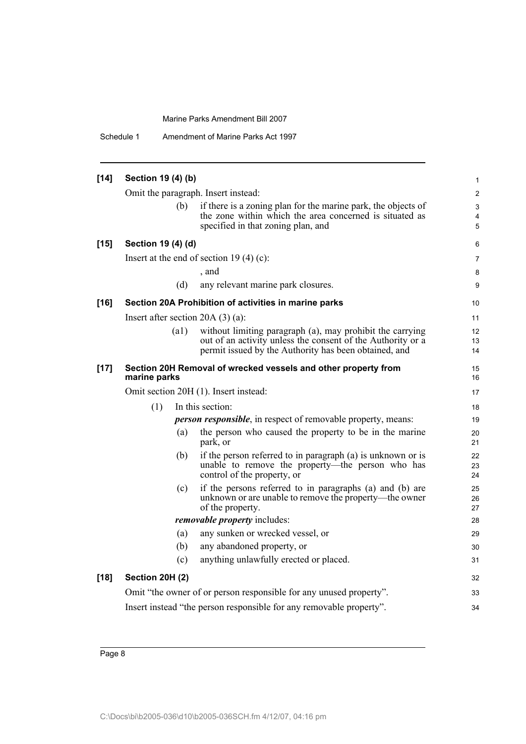**[14] Section 19 (4) (b)**

Omit the paragraph. Insert instead:

(b) if there is a zoning plan for the marine park, the objects of the zone within which the area concerned is situated as specified in that zoning plan, and

**[15] Section 19 (4) (d)**

Insert at the end of section 19 (4) (c):

, and

(d) any relevant marine park closures.

**[16] Section 20A Prohibition of activities in marine parks**

Insert after section 20A (3) (a):

(a1) without limiting paragraph (a), may prohibit the carrying out of an activity unless the consent of the Authority or a permit issued by the Authority has been obtained, and

**[17] Section 20H Removal of wrecked vessels and other property from marine parks**

Omit section 20H (1). Insert instead:

(1) In this section:

***person responsible***, in respect of removable property, means:

(a) the person who caused the property to be in the marine park, or

(b) if the person referred to in paragraph (a) is unknown or is unable to remove the property—the person who has control of the property, or

(c) if the persons referred to in paragraphs (a) and (b) are unknown or are unable to remove the property—the owner of the property.

***removable property*** includes:

(a) any sunken or wrecked vessel, or

(b) any abandoned property, or

(c) anything unlawfully erected or placed.

**[18] Section 20H (2)**

Omit "the owner of or person responsible for any unused property".

Insert instead "the person responsible for any removable property".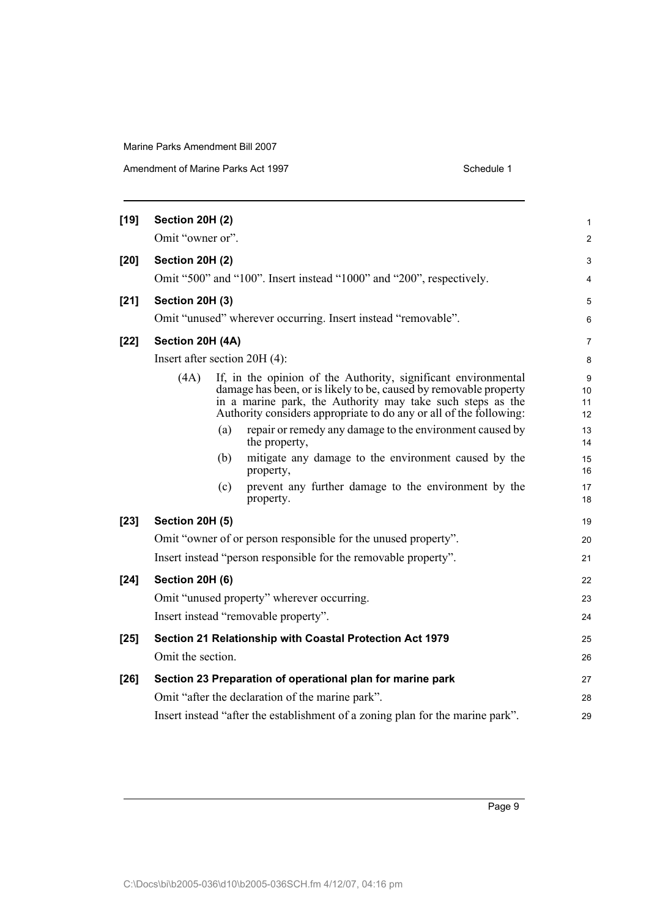**[19] Section 20H (2)**

Omit "owner or".

**[20] Section 20H (2)**

Omit "500" and "100". Insert instead "1000" and "200", respectively.

**[21] Section 20H (3)**

Omit "unused" wherever occurring. Insert instead "removable".

**[22] Section 20H (4A)**

Insert after section 20H (4):

(4A) If, in the opinion of the Authority, significant environmental damage has been, or is likely to be, caused by removable property in a marine park, the Authority may take such steps as the Authority considers appropriate to do any or all of the following:

- (a) repair or remedy any damage to the environment caused by the property,
- (b) mitigate any damage to the environment caused by the property,
- (c) prevent any further damage to the environment by the property.

**[23] Section 20H (5)**

Omit "owner of or person responsible for the unused property".

Insert instead "person responsible for the removable property".

**[24] Section 20H (6)**

Omit "unused property" wherever occurring.

Insert instead "removable property".

**[25] Section 21 Relationship with Coastal Protection Act 1979**

Omit the section.

**[26] Section 23 Preparation of operational plan for marine park**

Omit "after the declaration of the marine park".

Insert instead "after the establishment of a zoning plan for the marine park".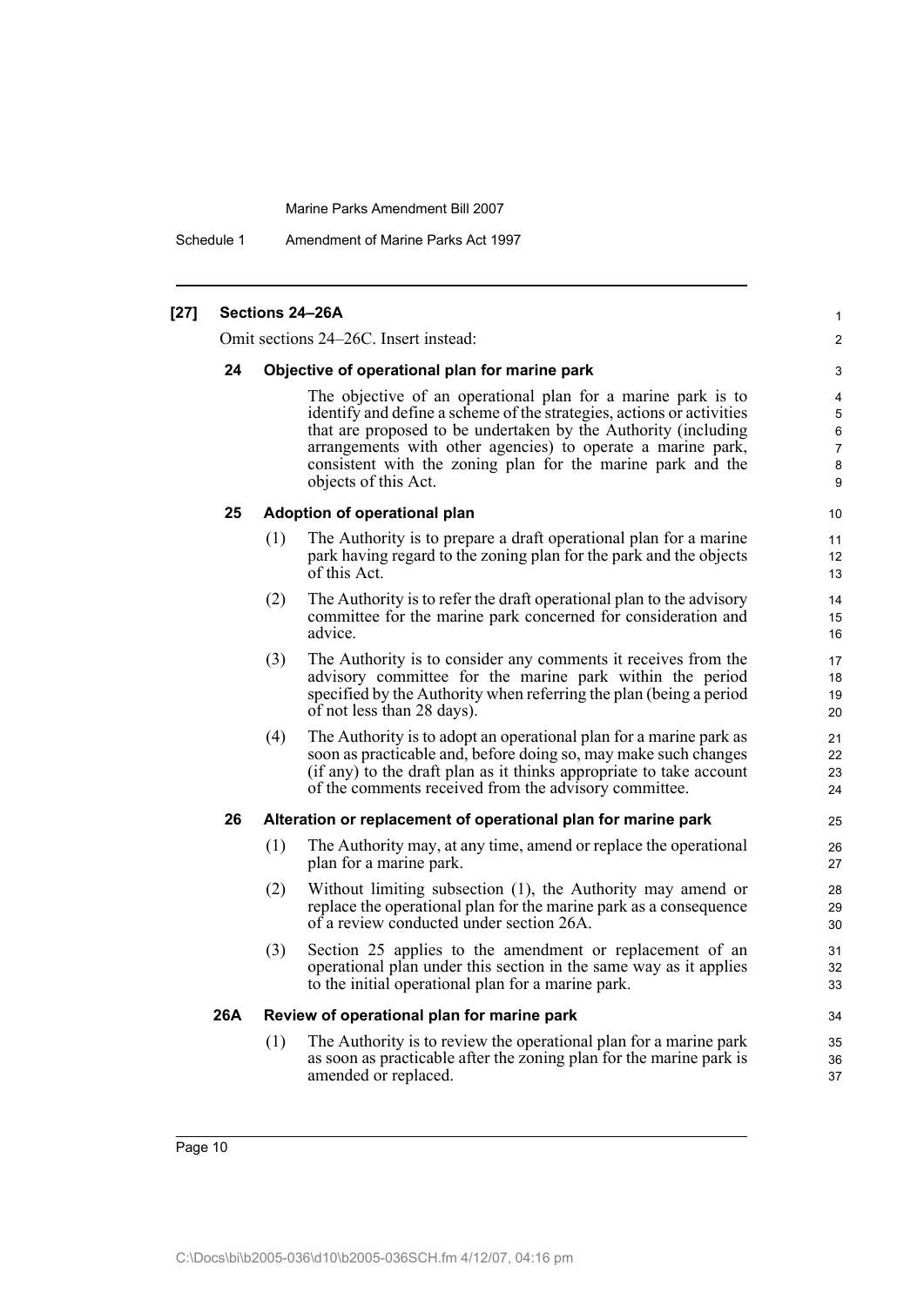**[27] Sections 24–26A**

Omit sections 24–26C. Insert instead:

**24 Objective of operational plan for marine park**

The objective of an operational plan for a marine park is to identify and define a scheme of the strategies, actions or activities that are proposed to be undertaken by the Authority (including arrangements with other agencies) to operate a marine park, consistent with the zoning plan for the marine park and the objects of this Act.

**25 Adoption of operational plan**

(1) The Authority is to prepare a draft operational plan for a marine park having regard to the zoning plan for the park and the objects of this Act.

(2) The Authority is to refer the draft operational plan to the advisory committee for the marine park concerned for consideration and advice.

(3) The Authority is to consider any comments it receives from the advisory committee for the marine park within the period specified by the Authority when referring the plan (being a period of not less than 28 days).

(4) The Authority is to adopt an operational plan for a marine park as soon as practicable and, before doing so, may make such changes (if any) to the draft plan as it thinks appropriate to take account of the comments received from the advisory committee.

**26 Alteration or replacement of operational plan for marine park**

(1) The Authority may, at any time, amend or replace the operational plan for a marine park.

(2) Without limiting subsection (1), the Authority may amend or replace the operational plan for the marine park as a consequence of a review conducted under section 26A.

(3) Section 25 applies to the amendment or replacement of an operational plan under this section in the same way as it applies to the initial operational plan for a marine park.

**26A Review of operational plan for marine park**

(1) The Authority is to review the operational plan for a marine park as soon as practicable after the zoning plan for the marine park is amended or replaced.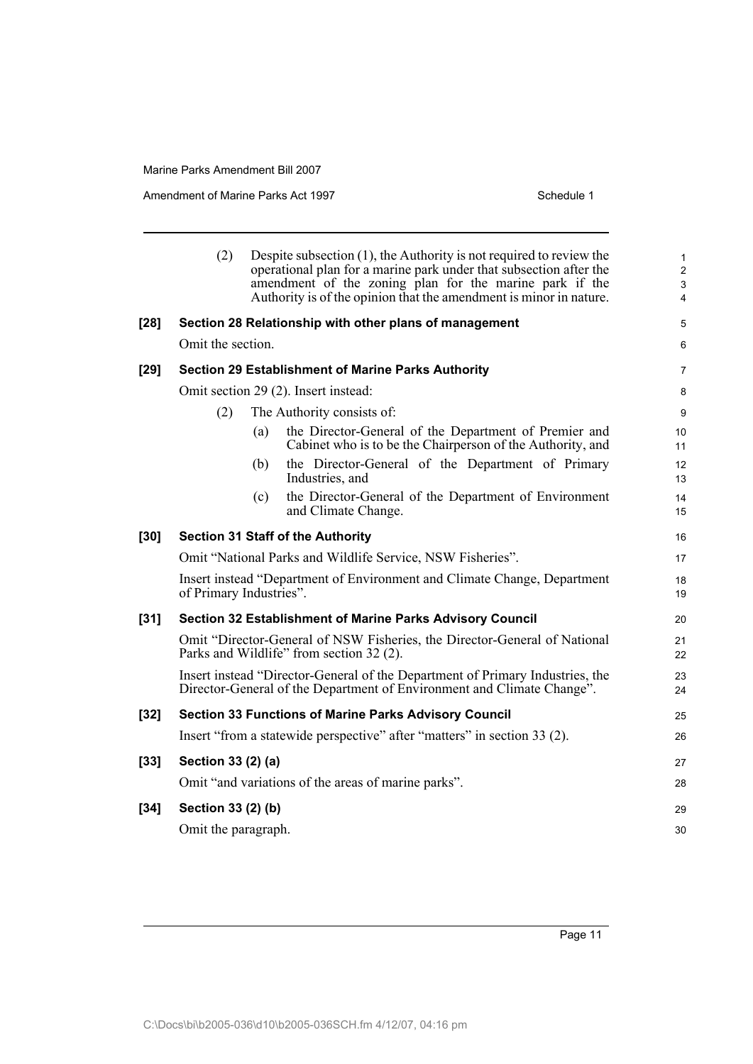(2) Despite subsection (1), the Authority is not required to review the operational plan for a marine park under that subsection after the amendment of the zoning plan for the marine park if the Authority is of the opinion that the amendment is minor in nature.

**[28] Section 28 Relationship with other plans of management**

Omit the section.

**[29] Section 29 Establishment of Marine Parks Authority**

Omit section 29 (2). Insert instead:

(2) The Authority consists of:

(a) the Director-General of the Department of Premier and Cabinet who is to be the Chairperson of the Authority, and

(b) the Director-General of the Department of Primary Industries, and

(c) the Director-General of the Department of Environment and Climate Change.

**[30] Section 31 Staff of the Authority**

Omit "National Parks and Wildlife Service, NSW Fisheries".

Insert instead "Department of Environment and Climate Change, Department of Primary Industries".

**[31] Section 32 Establishment of Marine Parks Advisory Council**

Omit "Director-General of NSW Fisheries, the Director-General of National Parks and Wildlife" from section 32 (2).

Insert instead "Director-General of the Department of Primary Industries, the Director-General of the Department of Environment and Climate Change".

**[32] Section 33 Functions of Marine Parks Advisory Council**

Insert "from a statewide perspective" after "matters" in section 33 (2).

**[33] Section 33 (2) (a)**

Omit "and variations of the areas of marine parks".

**[34] Section 33 (2) (b)**

Omit the paragraph.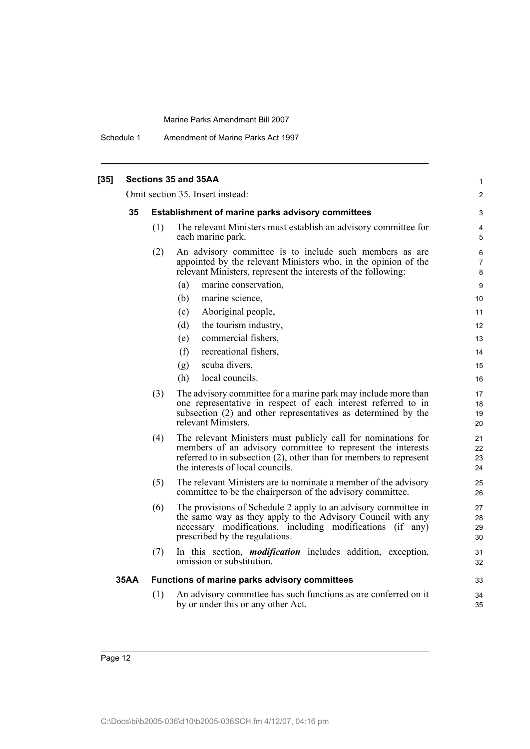**[35] Sections 35 and 35AA**

Omit section 35. Insert instead:

**35 Establishment of marine parks advisory committees**

(1) The relevant Ministers must establish an advisory committee for each marine park.

(2) An advisory committee is to include such members as are appointed by the relevant Ministers who, in the opinion of the relevant Ministers, represent the interests of the following:

(a) marine conservation,

(b) marine science,

(c) Aboriginal people,

(d) the tourism industry,

(e) commercial fishers,

(f) recreational fishers,

(g) scuba divers,

(h) local councils.

(3) The advisory committee for a marine park may include more than one representative in respect of each interest referred to in subsection (2) and other representatives as determined by the relevant Ministers.

(4) The relevant Ministers must publicly call for nominations for members of an advisory committee to represent the interests referred to in subsection (2), other than for members to represent the interests of local councils.

(5) The relevant Ministers are to nominate a member of the advisory committee to be the chairperson of the advisory committee.

(6) The provisions of Schedule 2 apply to an advisory committee in the same way as they apply to the Advisory Council with any necessary modifications, including modifications (if any) prescribed by the regulations.

(7) In this section, ***modification*** includes addition, exception, omission or substitution.

**35AA Functions of marine parks advisory committees**

(1) An advisory committee has such functions as are conferred on it by or under this or any other Act.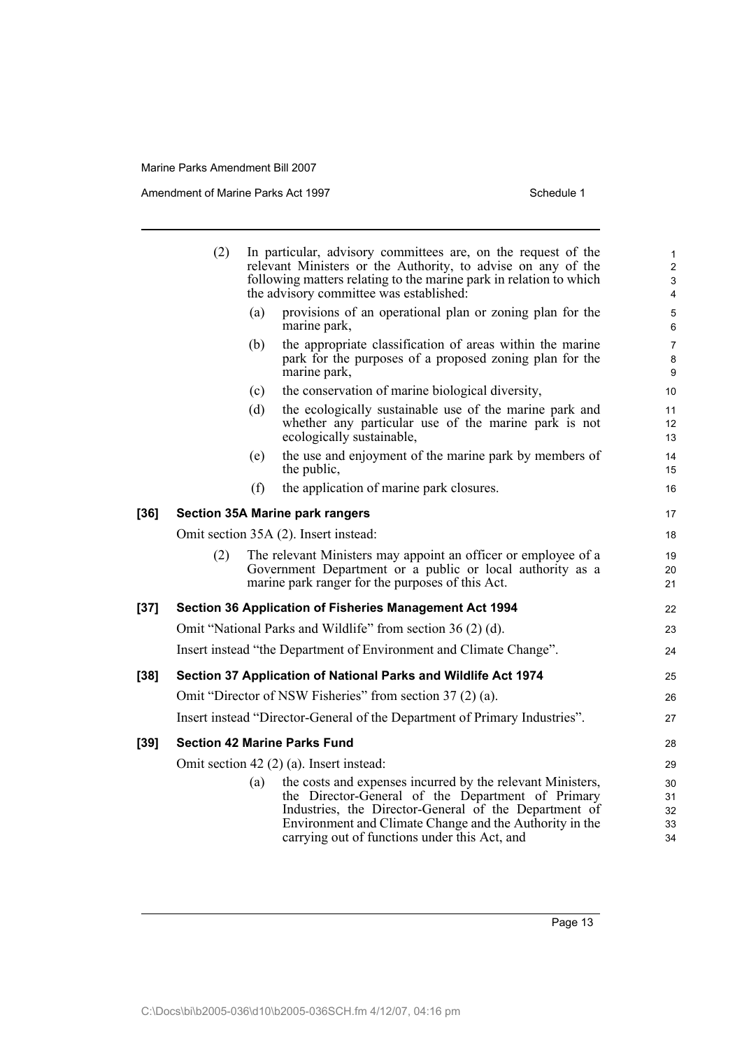(2) In particular, advisory committees are, on the request of the relevant Ministers or the Authority, to advise on any of the following matters relating to the marine park in relation to which the advisory committee was established:

(a) provisions of an operational plan or zoning plan for the marine park,

(b) the appropriate classification of areas within the marine park for the purposes of a proposed zoning plan for the marine park,

(c) the conservation of marine biological diversity,

(d) the ecologically sustainable use of the marine park and whether any particular use of the marine park is not ecologically sustainable,

(e) the use and enjoyment of the marine park by members of the public,

(f) the application of marine park closures.

**[36] Section 35A Marine park rangers**

Omit section 35A (2). Insert instead:

(2) The relevant Ministers may appoint an officer or employee of a Government Department or a public or local authority as a marine park ranger for the purposes of this Act.

**[37] Section 36 Application of Fisheries Management Act 1994**

Omit "National Parks and Wildlife" from section 36 (2) (d).

Insert instead "the Department of Environment and Climate Change".

**[38] Section 37 Application of National Parks and Wildlife Act 1974**

Omit "Director of NSW Fisheries" from section 37 (2) (a).

Insert instead "Director-General of the Department of Primary Industries".

**[39] Section 42 Marine Parks Fund**

Omit section 42 (2) (a). Insert instead:

(a) the costs and expenses incurred by the relevant Ministers, the Director-General of the Department of Primary Industries, the Director-General of the Department of Environment and Climate Change and the Authority in the carrying out of functions under this Act, and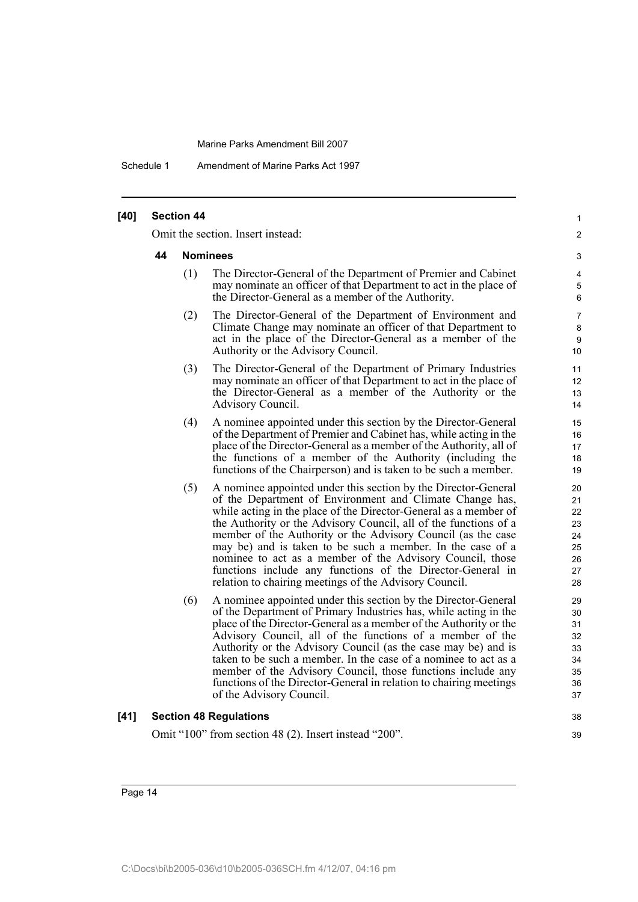**[40] Section 44**

Omit the section. Insert instead:

**44 Nominees**

(1) The Director-General of the Department of Premier and Cabinet may nominate an officer of that Department to act in the place of the Director-General as a member of the Authority.

(2) The Director-General of the Department of Environment and Climate Change may nominate an officer of that Department to act in the place of the Director-General as a member of the Authority or the Advisory Council.

(3) The Director-General of the Department of Primary Industries may nominate an officer of that Department to act in the place of the Director-General as a member of the Authority or the Advisory Council.

(4) A nominee appointed under this section by the Director-General of the Department of Premier and Cabinet has, while acting in the place of the Director-General as a member of the Authority, all of the functions of a member of the Authority (including the functions of the Chairperson) and is taken to be such a member.

(5) A nominee appointed under this section by the Director-General of the Department of Environment and Climate Change has, while acting in the place of the Director-General as a member of the Authority or the Advisory Council, all of the functions of a member of the Authority or the Advisory Council (as the case may be) and is taken to be such a member. In the case of a nominee to act as a member of the Advisory Council, those functions include any functions of the Director-General in relation to chairing meetings of the Advisory Council.

(6) A nominee appointed under this section by the Director-General of the Department of Primary Industries has, while acting in the place of the Director-General as a member of the Authority or the Advisory Council, all of the functions of a member of the Authority or the Advisory Council (as the case may be) and is taken to be such a member. In the case of a nominee to act as a member of the Advisory Council, those functions include any functions of the Director-General in relation to chairing meetings of the Advisory Council.

**[41] Section 48 Regulations**

Omit "100" from section 48 (2). Insert instead "200".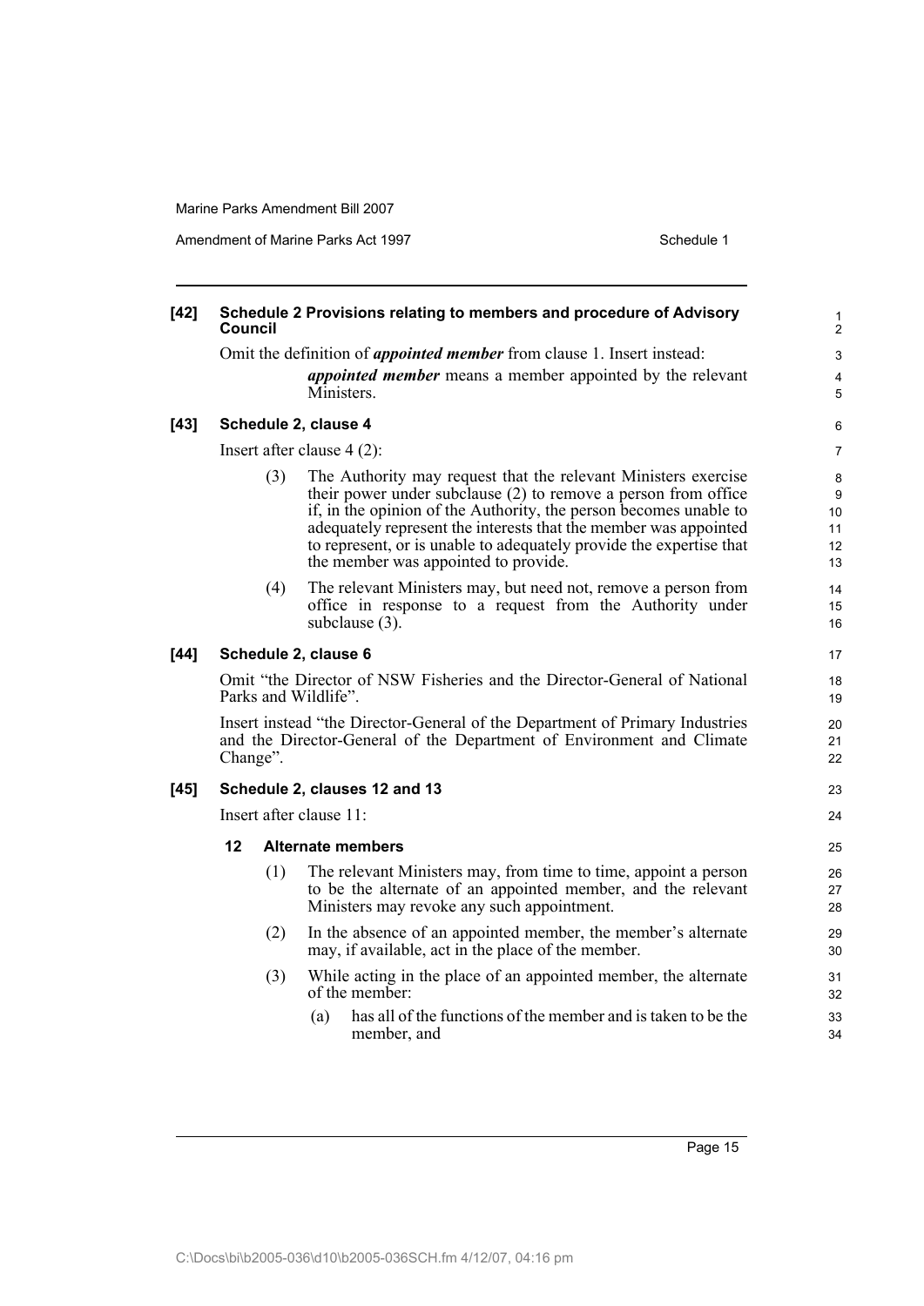**[42] Schedule 2 Provisions relating to members and procedure of Advisory Council**

Omit the definition of ***appointed member*** from clause 1. Insert instead:

> ***appointed member*** means a member appointed by the relevant Ministers.

**[43] Schedule 2, clause 4**

Insert after clause 4 (2):

> (3) The Authority may request that the relevant Ministers exercise their power under subclause (2) to remove a person from office if, in the opinion of the Authority, the person becomes unable to adequately represent the interests that the member was appointed to represent, or is unable to adequately provide the expertise that the member was appointed to provide.
>
> (4) The relevant Ministers may, but need not, remove a person from office in response to a request from the Authority under subclause (3).

**[44] Schedule 2, clause 6**

Omit "the Director of NSW Fisheries and the Director-General of National Parks and Wildlife".

Insert instead "the Director-General of the Department of Primary Industries and the Director-General of the Department of Environment and Climate Change".

**[45] Schedule 2, clauses 12 and 13**

Insert after clause 11:

> **12 Alternate members**
>
> (1) The relevant Ministers may, from time to time, appoint a person to be the alternate of an appointed member, and the relevant Ministers may revoke any such appointment.
>
> (2) In the absence of an appointed member, the member's alternate may, if available, act in the place of the member.
>
> (3) While acting in the place of an appointed member, the alternate of the member:
>
> (a) has all of the functions of the member and is taken to be the member, and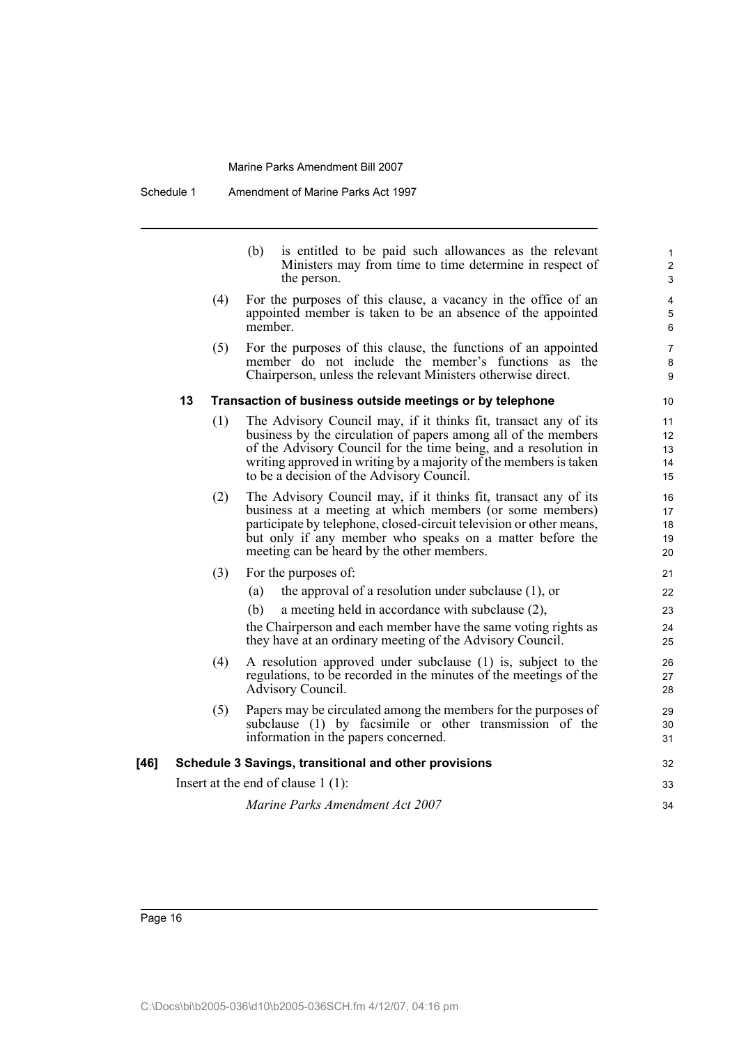(b) is entitled to be paid such allowances as the relevant Ministers may from time to time determine in respect of the person.

(4) For the purposes of this clause, a vacancy in the office of an appointed member is taken to be an absence of the appointed member.

(5) For the purposes of this clause, the functions of an appointed member do not include the member's functions as the Chairperson, unless the relevant Ministers otherwise direct.

### 13 Transaction of business outside meetings or by telephone

(1) The Advisory Council may, if it thinks fit, transact any of its business by the circulation of papers among all of the members of the Advisory Council for the time being, and a resolution in writing approved in writing by a majority of the members is taken to be a decision of the Advisory Council.

(2) The Advisory Council may, if it thinks fit, transact any of its business at a meeting at which members (or some members) participate by telephone, closed-circuit television or other means, but only if any member who speaks on a matter before the meeting can be heard by the other members.

(3) For the purposes of:

(a) the approval of a resolution under subclause (1), or

(b) a meeting held in accordance with subclause (2),

the Chairperson and each member have the same voting rights as they have at an ordinary meeting of the Advisory Council.

(4) A resolution approved under subclause (1) is, subject to the regulations, to be recorded in the minutes of the meetings of the Advisory Council.

(5) Papers may be circulated among the members for the purposes of subclause (1) by facsimile or other transmission of the information in the papers concerned.

## [46] Schedule 3 Savings, transitional and other provisions

Insert at the end of clause 1 (1):

*Marine Parks Amendment Act 2007*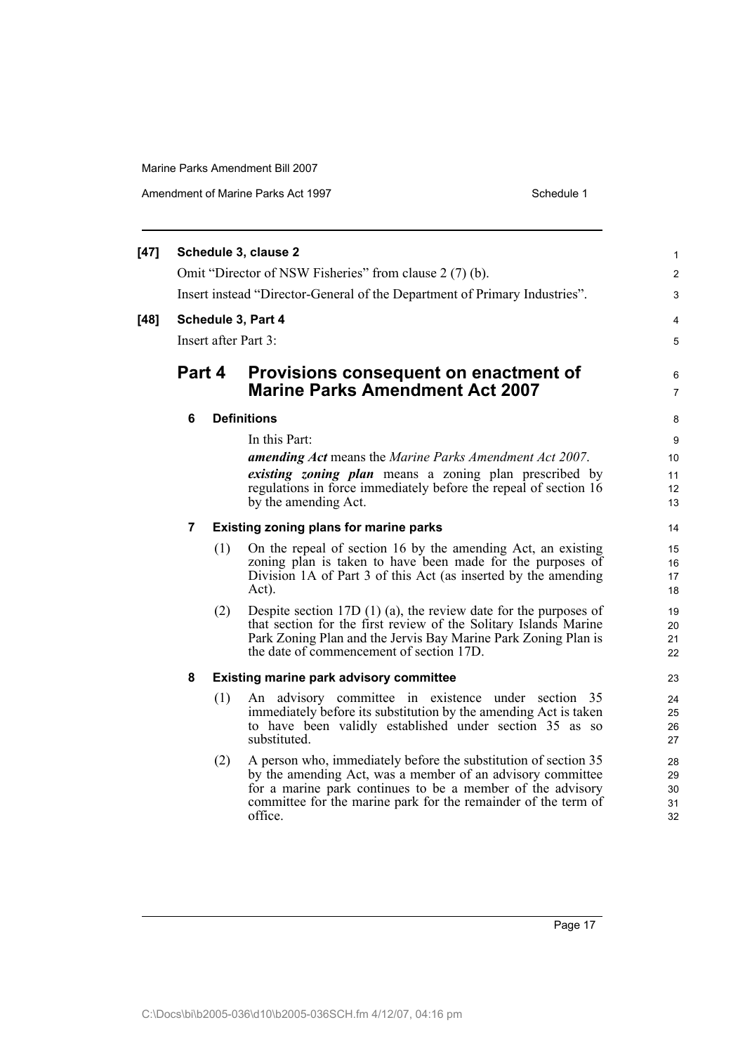**[47] Schedule 3, clause 2**

Omit "Director of NSW Fisheries" from clause 2 (7) (b).

Insert instead "Director-General of the Department of Primary Industries".

**[48] Schedule 3, Part 4**

Insert after Part 3:

## Part 4 Provisions consequent on enactment of Marine Parks Amendment Act 2007

### 6 Definitions

In this Part:

***amending Act*** means the *Marine Parks Amendment Act 2007*.

***existing zoning plan*** means a zoning plan prescribed by regulations in force immediately before the repeal of section 16 by the amending Act.

### 7 Existing zoning plans for marine parks

(1) On the repeal of section 16 by the amending Act, an existing zoning plan is taken to have been made for the purposes of Division 1A of Part 3 of this Act (as inserted by the amending Act).

(2) Despite section 17D (1) (a), the review date for the purposes of that section for the first review of the Solitary Islands Marine Park Zoning Plan and the Jervis Bay Marine Park Zoning Plan is the date of commencement of section 17D.

### 8 Existing marine park advisory committee

(1) An advisory committee in existence under section 35 immediately before its substitution by the amending Act is taken to have been validly established under section 35 as so substituted.

(2) A person who, immediately before the substitution of section 35 by the amending Act, was a member of an advisory committee for a marine park continues to be a member of the advisory committee for the marine park for the remainder of the term of office.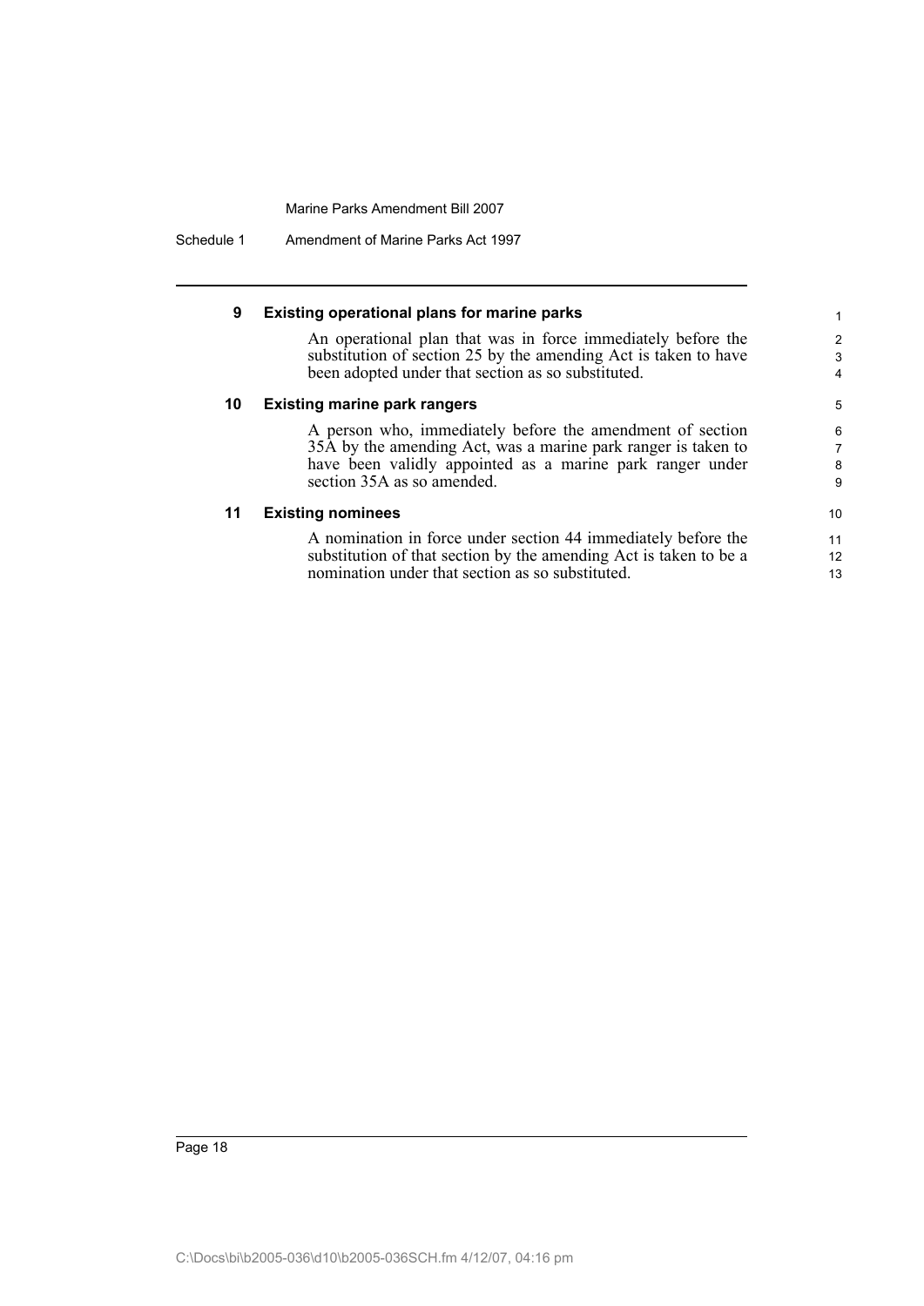### 9 Existing operational plans for marine parks

An operational plan that was in force immediately before the substitution of section 25 by the amending Act is taken to have been adopted under that section as so substituted.

### 10 Existing marine park rangers

A person who, immediately before the amendment of section 35A by the amending Act, was a marine park ranger is taken to have been validly appointed as a marine park ranger under section 35A as so amended.

### 11 Existing nominees

A nomination in force under section 44 immediately before the substitution of that section by the amending Act is taken to be a nomination under that section as so substituted.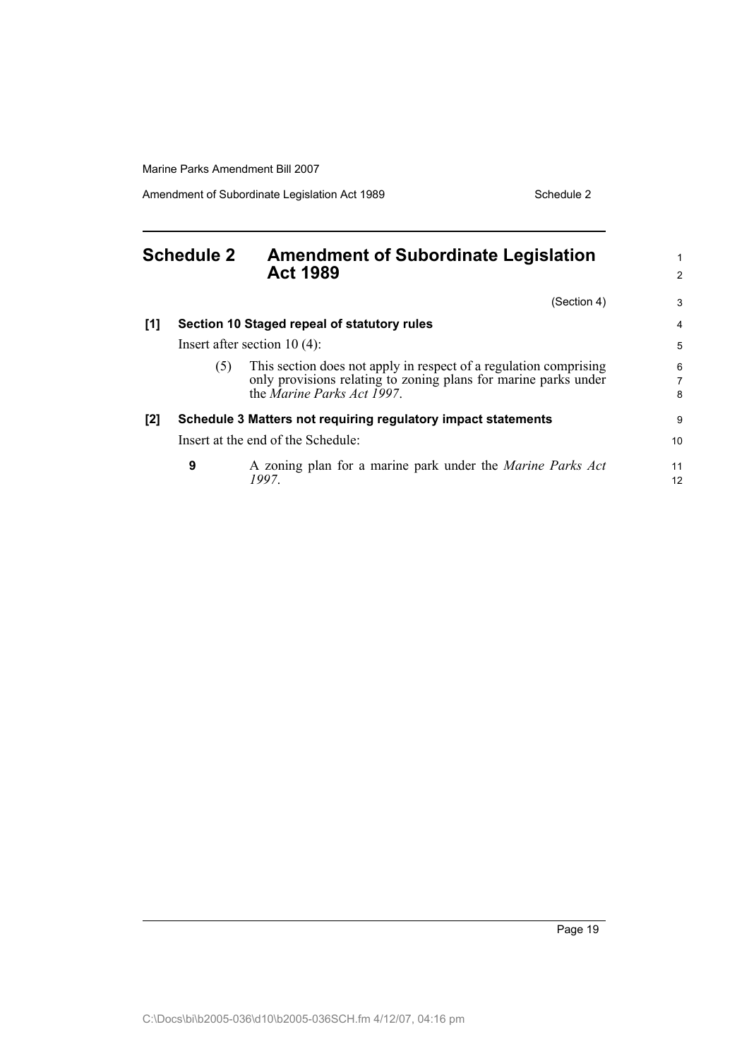# Schedule 2 Amendment of Subordinate Legislation Act 1989

(Section 4)

**[1] Section 10 Staged repeal of statutory rules**

Insert after section 10 (4):

(5) This section does not apply in respect of a regulation comprising only provisions relating to zoning plans for marine parks under the *Marine Parks Act 1997*.

**[2] Schedule 3 Matters not requiring regulatory impact statements**

Insert at the end of the Schedule:

**9** A zoning plan for a marine park under the *Marine Parks Act 1997*.